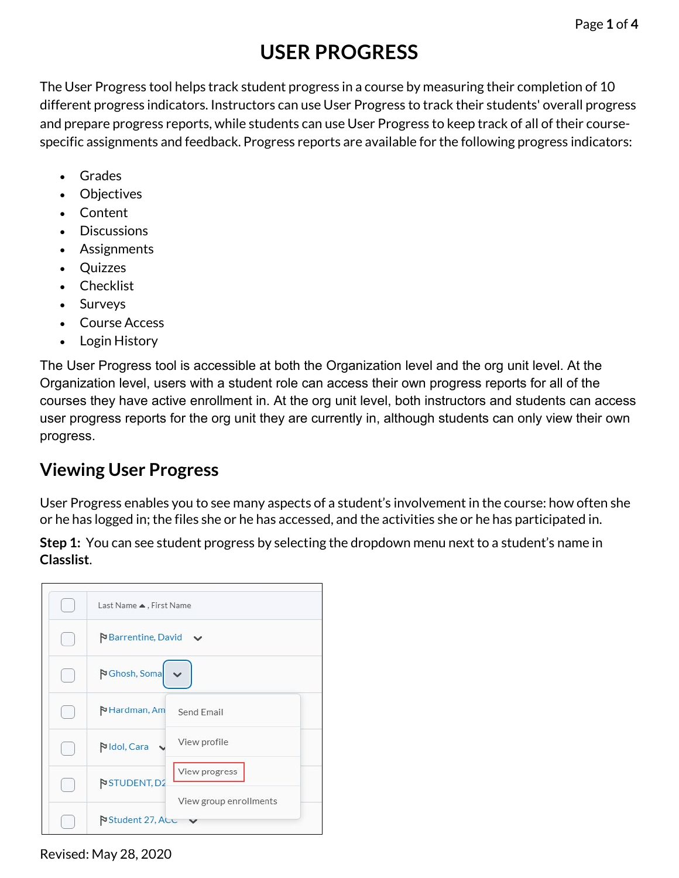# USER PROGRESS

The User Progress tool helps track student progress in a course by measuring their completion of 10 different progress indicators. Instructors can use User Progress to track their students' overall progress and prepare progress reports, while students can use User Progress to keep track of all of their course-specific assignments and feedback. Progress reports are available for the following progress indicators:

- Grades
- Objectives
- Content
- Discussions
- Assignments
- Quizzes
- Checklist
- Surveys
- Course Access
- Login History

The User Progress tool is accessible at both the Organization level and the org unit level. At the Organization level, users with a student role can access their own progress reports for all of the courses they have active enrollment in. At the org unit level, both instructors and students can access user progress reports for the org unit they are currently in, although students can only view their own progress.

## Viewing User Progress

User Progress enables you to see many aspects of a student's involvement in the course: how often she or he has logged in; the files she or he has accessed, and the activities she or he has participated in.

**Step 1:** You can see student progress by selecting the dropdown menu next to a student's name in **Classlist**.

Revised: May 28, 2020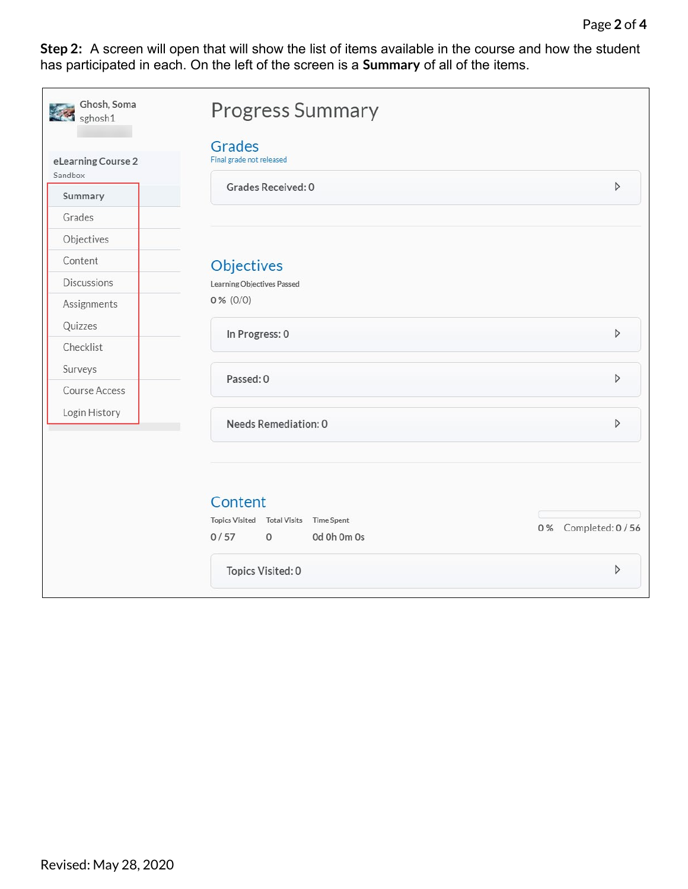**Step 2:** A screen will open that will show the list of items available in the course and how the student has participated in each. On the left of the screen is a **Summary** of all of the items.

Ghosh, Soma
sghosh1

eLearning Course 2
Sandbox

- Summary
- Grades
- Objectives
- Content
- Discussions
- Assignments
- Quizzes
- Checklist
- Surveys
- Course Access
- Login History

# Progress Summary

## Grades

Final grade not released

Grades Received: 0

## Objectives

Learning Objectives Passed

0 % (0/0)

In Progress: 0

Passed: 0

Needs Remediation: 0

## Content

| Topics Visited | Total Visits | Time Spent |
|---|---|---|
| 0 / 57 | 0 | 0d 0h 0m 0s |

0 % Completed: 0 / 56

Topics Visited: 0

Revised: May 28, 2020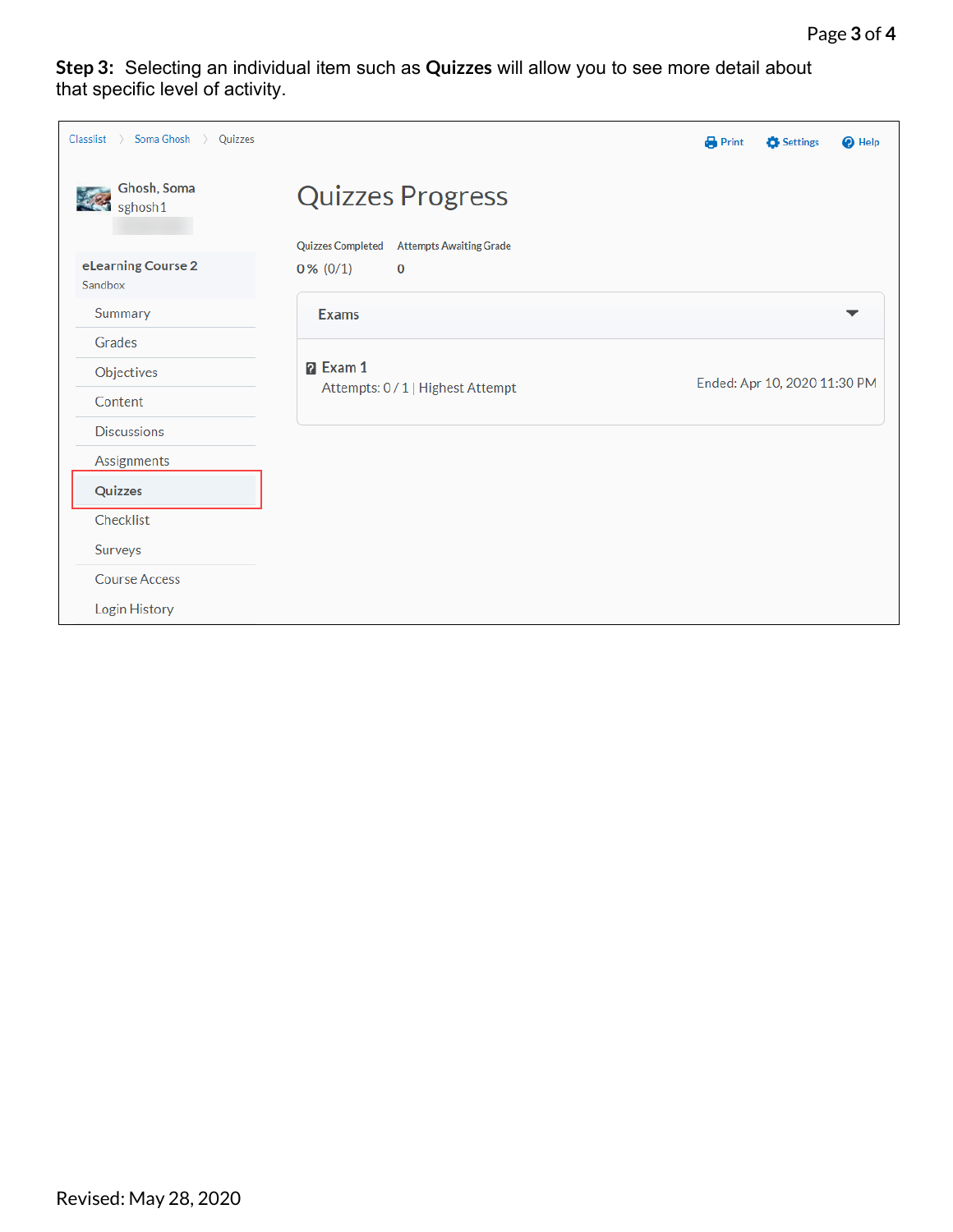**Step 3:** Selecting an individual item such as **Quizzes** will allow you to see more detail about that specific level of activity.

Classlist > Soma Ghosh > Quizzes

Print Settings Help

Ghosh, Soma
sghosh1

**eLearning Course 2**
Sandbox

- Summary
- Grades
- Objectives
- Content
- Discussions
- Assignments
- **Quizzes**
- Checklist
- Surveys
- Course Access
- Login History

# Quizzes Progress

| Quizzes Completed | Attempts Awaiting Grade |
| --- | --- |
| 0 % (0/1) | 0 |

**Exams**

**Exam 1**
Attempts: 0 / 1 | Highest Attempt
Ended: Apr 10, 2020 11:30 PM

Revised: May 28, 2020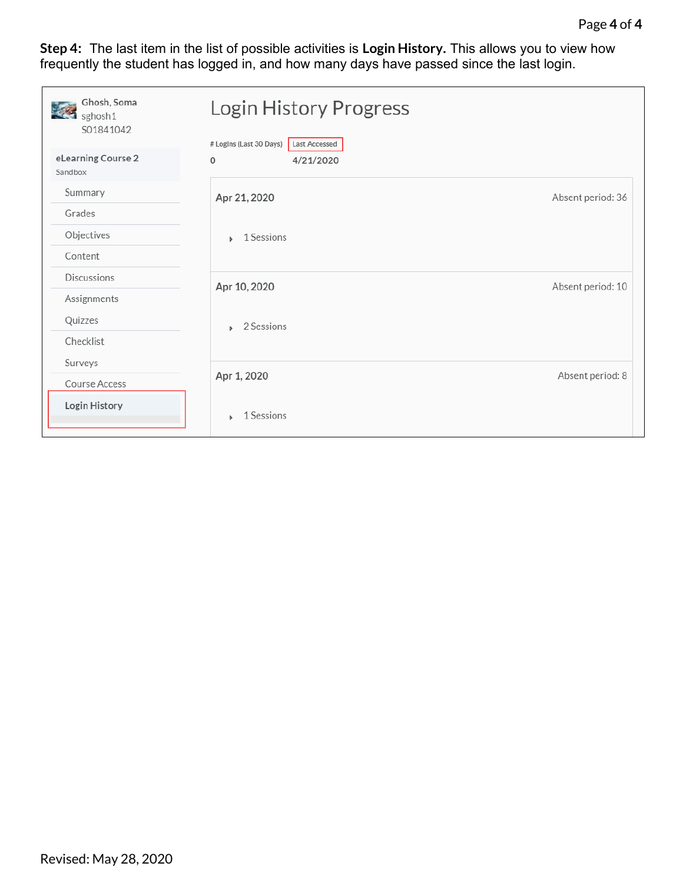**Step 4:** The last item in the list of possible activities is **Login History.** This allows you to view how frequently the student has logged in, and how many days have passed since the last login.

Ghosh, Soma
sghosh1
S01841042

eLearning Course 2
Sandbox

Summary
Grades
Objectives
Content
Discussions
Assignments
Quizzes
Checklist
Surveys
Course Access
Login History

Login History Progress

| # Logins (Last 30 Days) | Last Accessed |
|---|---|
| 0 | 4/21/2020 |

Apr 21, 2020 — Absent period: 36
1 Sessions

Apr 10, 2020 — Absent period: 10
2 Sessions

Apr 1, 2020 — Absent period: 8
1 Sessions

Revised: May 28, 2020